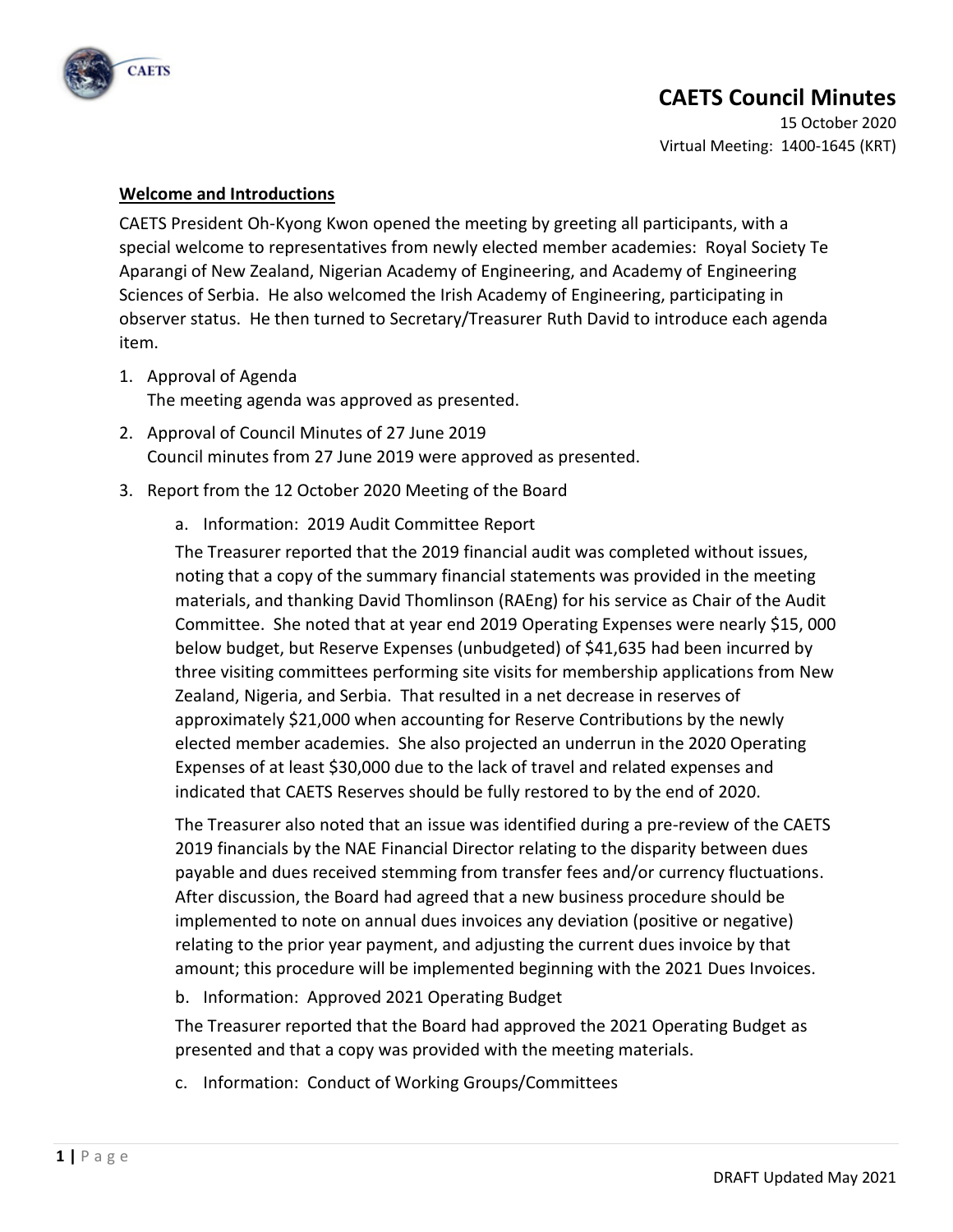# CAETS Council Minutes

15 October 2020
Virtual Meeting: 1400-1645 (KRT)

**Welcome and Introductions**

CAETS President Oh-Kyong Kwon opened the meeting by greeting all participants, with a special welcome to representatives from newly elected member academies: Royal Society Te Aparangi of New Zealand, Nigerian Academy of Engineering, and Academy of Engineering Sciences of Serbia. He also welcomed the Irish Academy of Engineering, participating in observer status. He then turned to Secretary/Treasurer Ruth David to introduce each agenda item.

1. Approval of Agenda
   The meeting agenda was approved as presented.
2. Approval of Council Minutes of 27 June 2019
   Council minutes from 27 June 2019 were approved as presented.
3. Report from the 12 October 2020 Meeting of the Board
   a. Information: 2019 Audit Committee Report

   The Treasurer reported that the 2019 financial audit was completed without issues, noting that a copy of the summary financial statements was provided in the meeting materials, and thanking David Thomlinson (RAEng) for his service as Chair of the Audit Committee. She noted that at year end 2019 Operating Expenses were nearly $15, 000 below budget, but Reserve Expenses (unbudgeted) of $41,635 had been incurred by three visiting committees performing site visits for membership applications from New Zealand, Nigeria, and Serbia. That resulted in a net decrease in reserves of approximately $21,000 when accounting for Reserve Contributions by the newly elected member academies. She also projected an underrun in the 2020 Operating Expenses of at least $30,000 due to the lack of travel and related expenses and indicated that CAETS Reserves should be fully restored to by the end of 2020.

   The Treasurer also noted that an issue was identified during a pre-review of the CAETS 2019 financials by the NAE Financial Director relating to the disparity between dues payable and dues received stemming from transfer fees and/or currency fluctuations. After discussion, the Board had agreed that a new business procedure should be implemented to note on annual dues invoices any deviation (positive or negative) relating to the prior year payment, and adjusting the current dues invoice by that amount; this procedure will be implemented beginning with the 2021 Dues Invoices.

   b. Information: Approved 2021 Operating Budget

   The Treasurer reported that the Board had approved the 2021 Operating Budget as presented and that a copy was provided with the meeting materials.

   c. Information: Conduct of Working Groups/Committees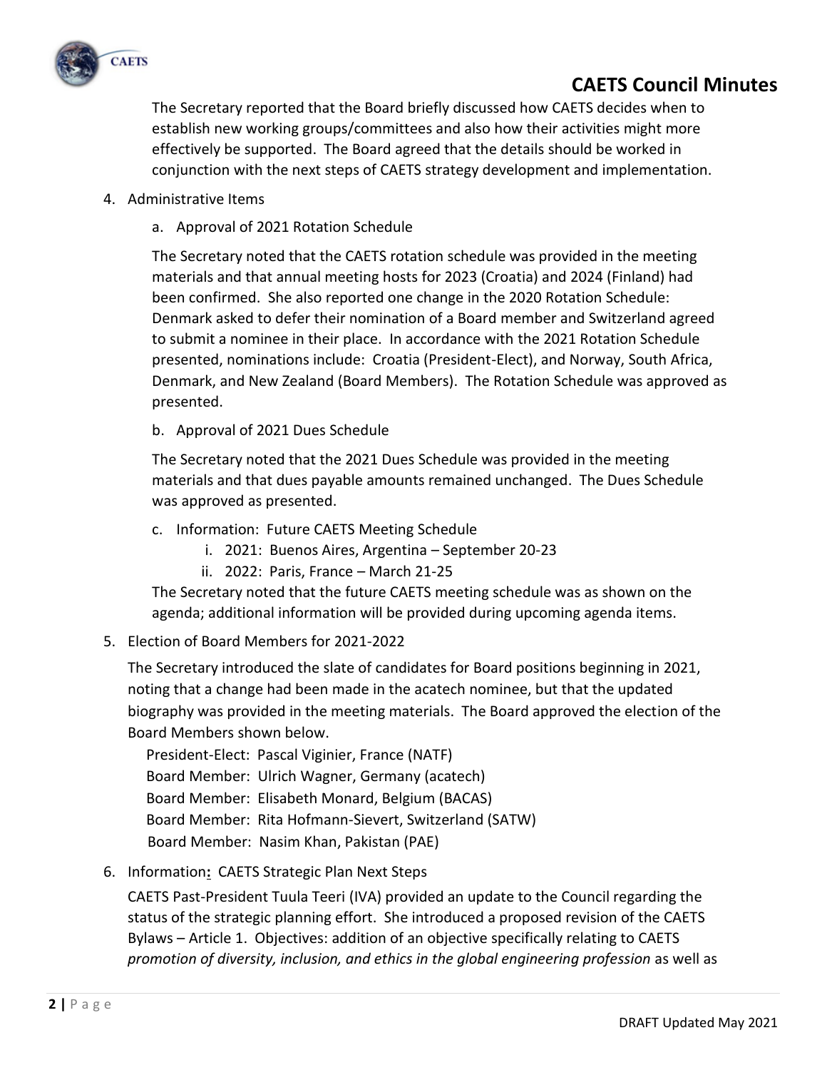The Secretary reported that the Board briefly discussed how CAETS decides when to establish new working groups/committees and also how their activities might more effectively be supported. The Board agreed that the details should be worked in conjunction with the next steps of CAETS strategy development and implementation.

4. Administrative Items

   a. Approval of 2021 Rotation Schedule

   The Secretary noted that the CAETS rotation schedule was provided in the meeting materials and that annual meeting hosts for 2023 (Croatia) and 2024 (Finland) had been confirmed. She also reported one change in the 2020 Rotation Schedule: Denmark asked to defer their nomination of a Board member and Switzerland agreed to submit a nominee in their place. In accordance with the 2021 Rotation Schedule presented, nominations include: Croatia (President-Elect), and Norway, South Africa, Denmark, and New Zealand (Board Members). The Rotation Schedule was approved as presented.

   b. Approval of 2021 Dues Schedule

   The Secretary noted that the 2021 Dues Schedule was provided in the meeting materials and that dues payable amounts remained unchanged. The Dues Schedule was approved as presented.

   c. Information: Future CAETS Meeting Schedule
      i. 2021: Buenos Aires, Argentina – September 20-23
      ii. 2022: Paris, France – March 21-25

   The Secretary noted that the future CAETS meeting schedule was as shown on the agenda; additional information will be provided during upcoming agenda items.

5. Election of Board Members for 2021-2022

   The Secretary introduced the slate of candidates for Board positions beginning in 2021, noting that a change had been made in the acatech nominee, but that the updated biography was provided in the meeting materials. The Board approved the election of the Board Members shown below.

   President-Elect: Pascal Viginier, France (NATF)
   Board Member: Ulrich Wagner, Germany (acatech)
   Board Member: Elisabeth Monard, Belgium (BACAS)
   Board Member: Rita Hofmann-Sievert, Switzerland (SATW)
   Board Member: Nasim Khan, Pakistan (PAE)

6. Information**:** CAETS Strategic Plan Next Steps

   CAETS Past-President Tuula Teeri (IVA) provided an update to the Council regarding the status of the strategic planning effort. She introduced a proposed revision of the CAETS Bylaws – Article 1. Objectives: addition of an objective specifically relating to CAETS *promotion of diversity, inclusion, and ethics in the global engineering profession* as well as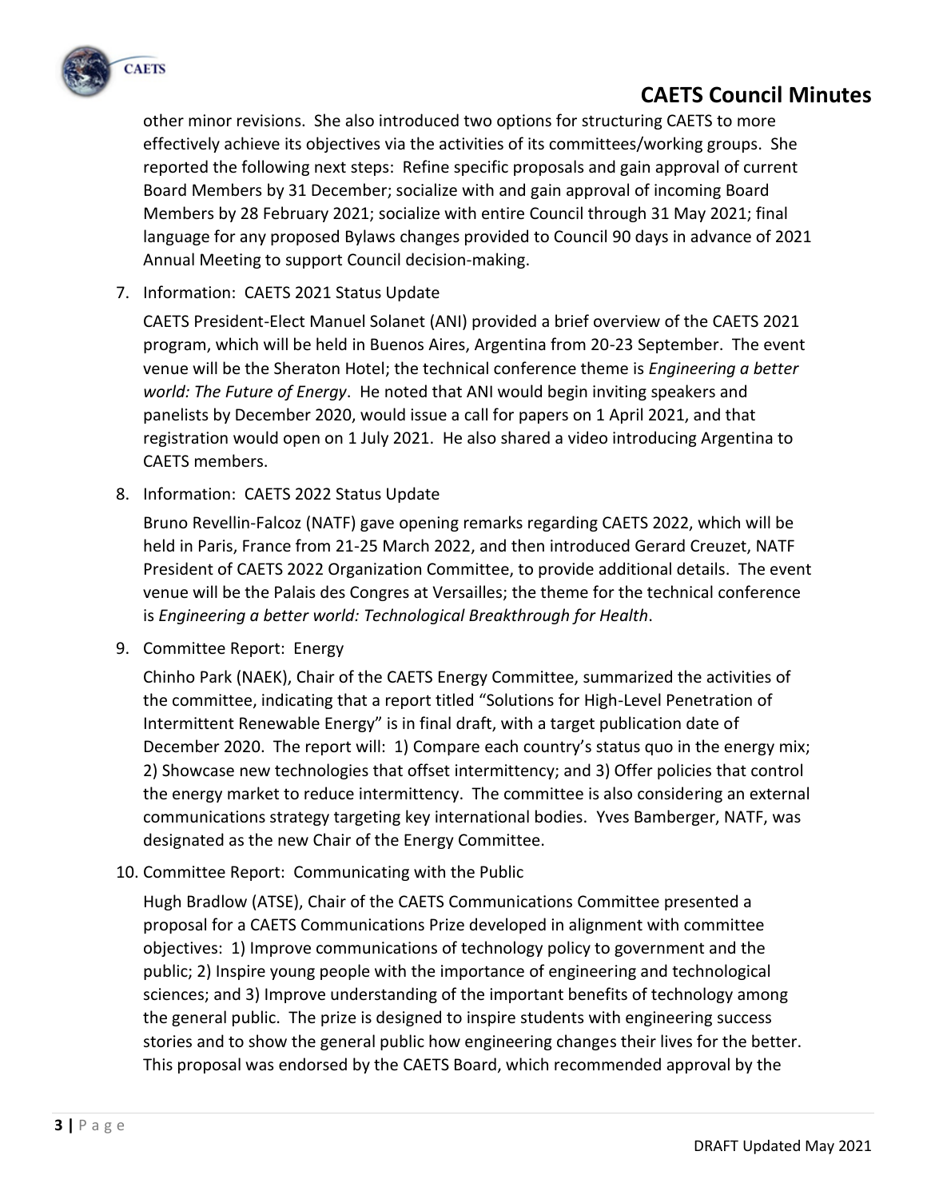other minor revisions. She also introduced two options for structuring CAETS to more effectively achieve its objectives via the activities of its committees/working groups. She reported the following next steps: Refine specific proposals and gain approval of current Board Members by 31 December; socialize with and gain approval of incoming Board Members by 28 February 2021; socialize with entire Council through 31 May 2021; final language for any proposed Bylaws changes provided to Council 90 days in advance of 2021 Annual Meeting to support Council decision-making.

7. Information: CAETS 2021 Status Update

   CAETS President-Elect Manuel Solanet (ANI) provided a brief overview of the CAETS 2021 program, which will be held in Buenos Aires, Argentina from 20-23 September. The event venue will be the Sheraton Hotel; the technical conference theme is *Engineering a better world: The Future of Energy*. He noted that ANI would begin inviting speakers and panelists by December 2020, would issue a call for papers on 1 April 2021, and that registration would open on 1 July 2021. He also shared a video introducing Argentina to CAETS members.

8. Information: CAETS 2022 Status Update

   Bruno Revellin-Falcoz (NATF) gave opening remarks regarding CAETS 2022, which will be held in Paris, France from 21-25 March 2022, and then introduced Gerard Creuzet, NATF President of CAETS 2022 Organization Committee, to provide additional details. The event venue will be the Palais des Congres at Versailles; the theme for the technical conference is *Engineering a better world: Technological Breakthrough for Health*.

9. Committee Report: Energy

   Chinho Park (NAEK), Chair of the CAETS Energy Committee, summarized the activities of the committee, indicating that a report titled "Solutions for High-Level Penetration of Intermittent Renewable Energy" is in final draft, with a target publication date of December 2020. The report will: 1) Compare each country's status quo in the energy mix; 2) Showcase new technologies that offset intermittency; and 3) Offer policies that control the energy market to reduce intermittency. The committee is also considering an external communications strategy targeting key international bodies. Yves Bamberger, NATF, was designated as the new Chair of the Energy Committee.

10. Committee Report: Communicating with the Public

    Hugh Bradlow (ATSE), Chair of the CAETS Communications Committee presented a proposal for a CAETS Communications Prize developed in alignment with committee objectives: 1) Improve communications of technology policy to government and the public; 2) Inspire young people with the importance of engineering and technological sciences; and 3) Improve understanding of the important benefits of technology among the general public. The prize is designed to inspire students with engineering success stories and to show the general public how engineering changes their lives for the better. This proposal was endorsed by the CAETS Board, which recommended approval by the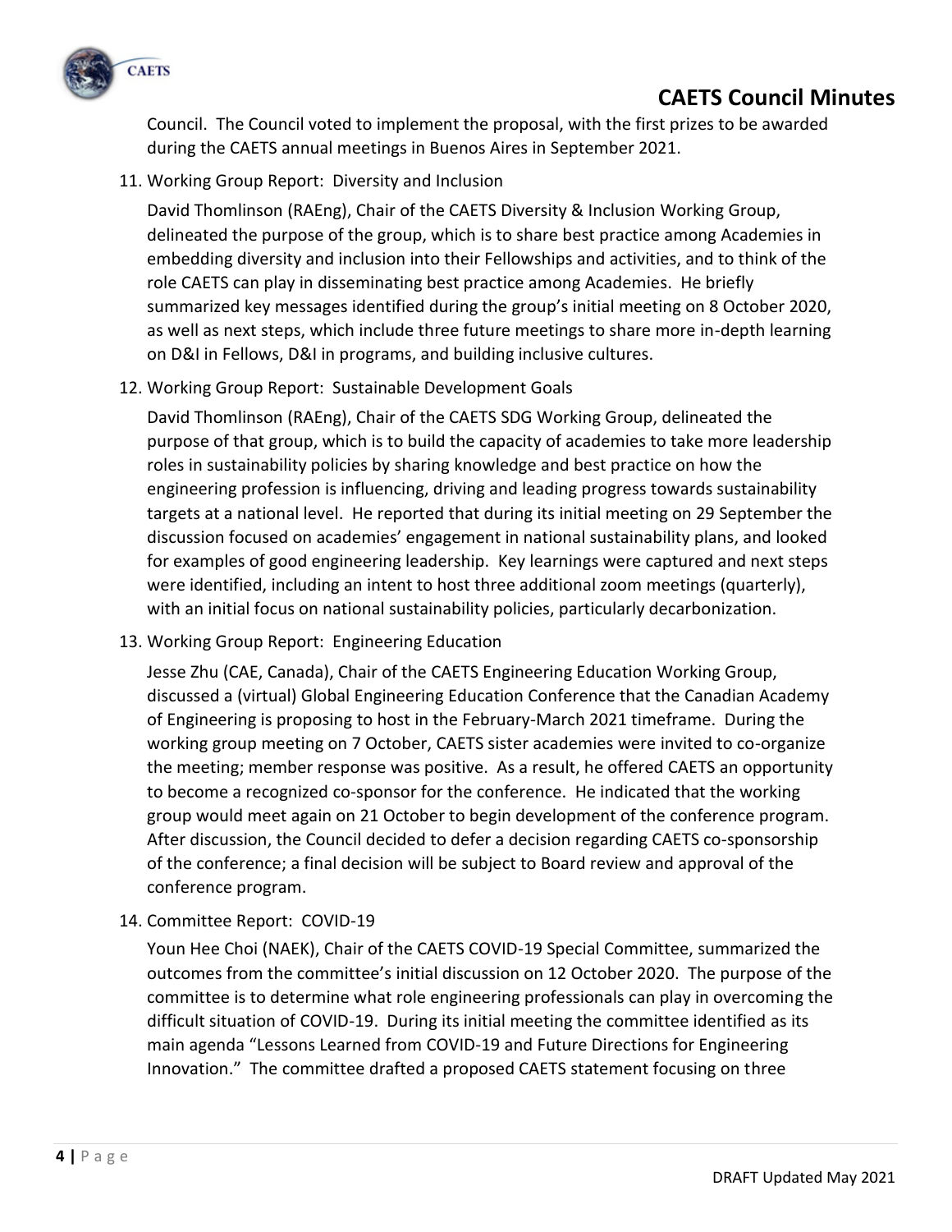Council. The Council voted to implement the proposal, with the first prizes to be awarded during the CAETS annual meetings in Buenos Aires in September 2021.

11. Working Group Report: Diversity and Inclusion

    David Thomlinson (RAEng), Chair of the CAETS Diversity & Inclusion Working Group, delineated the purpose of the group, which is to share best practice among Academies in embedding diversity and inclusion into their Fellowships and activities, and to think of the role CAETS can play in disseminating best practice among Academies. He briefly summarized key messages identified during the group's initial meeting on 8 October 2020, as well as next steps, which include three future meetings to share more in-depth learning on D&I in Fellows, D&I in programs, and building inclusive cultures.

12. Working Group Report: Sustainable Development Goals

    David Thomlinson (RAEng), Chair of the CAETS SDG Working Group, delineated the purpose of that group, which is to build the capacity of academies to take more leadership roles in sustainability policies by sharing knowledge and best practice on how the engineering profession is influencing, driving and leading progress towards sustainability targets at a national level. He reported that during its initial meeting on 29 September the discussion focused on academies' engagement in national sustainability plans, and looked for examples of good engineering leadership. Key learnings were captured and next steps were identified, including an intent to host three additional zoom meetings (quarterly), with an initial focus on national sustainability policies, particularly decarbonization.

13. Working Group Report: Engineering Education

    Jesse Zhu (CAE, Canada), Chair of the CAETS Engineering Education Working Group, discussed a (virtual) Global Engineering Education Conference that the Canadian Academy of Engineering is proposing to host in the February-March 2021 timeframe. During the working group meeting on 7 October, CAETS sister academies were invited to co-organize the meeting; member response was positive. As a result, he offered CAETS an opportunity to become a recognized co-sponsor for the conference. He indicated that the working group would meet again on 21 October to begin development of the conference program. After discussion, the Council decided to defer a decision regarding CAETS co-sponsorship of the conference; a final decision will be subject to Board review and approval of the conference program.

14. Committee Report: COVID-19

    Youn Hee Choi (NAEK), Chair of the CAETS COVID-19 Special Committee, summarized the outcomes from the committee's initial discussion on 12 October 2020. The purpose of the committee is to determine what role engineering professionals can play in overcoming the difficult situation of COVID-19. During its initial meeting the committee identified as its main agenda "Lessons Learned from COVID-19 and Future Directions for Engineering Innovation." The committee drafted a proposed CAETS statement focusing on three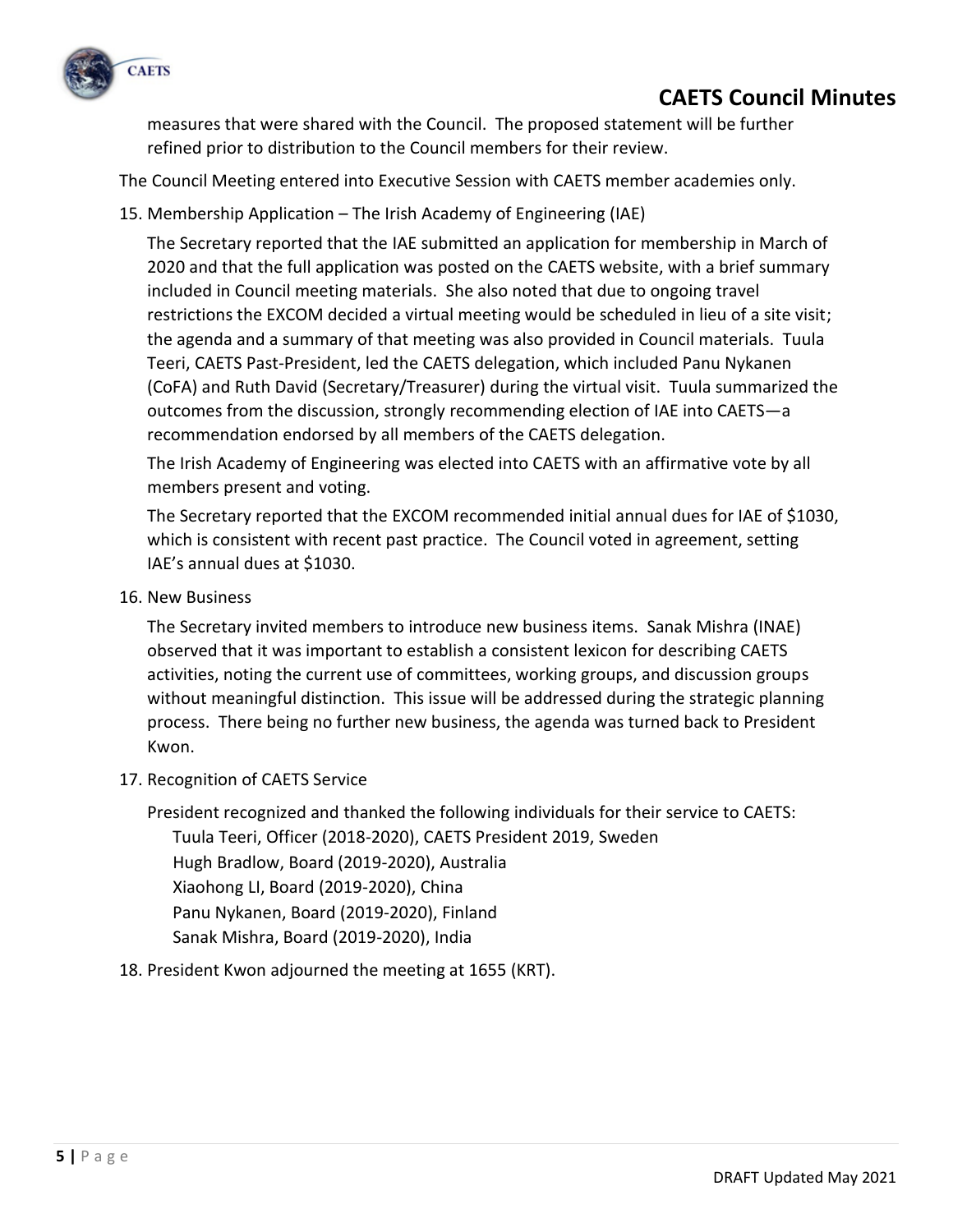measures that were shared with the Council. The proposed statement will be further refined prior to distribution to the Council members for their review.

The Council Meeting entered into Executive Session with CAETS member academies only.

15. Membership Application – The Irish Academy of Engineering (IAE)

    The Secretary reported that the IAE submitted an application for membership in March of 2020 and that the full application was posted on the CAETS website, with a brief summary included in Council meeting materials. She also noted that due to ongoing travel restrictions the EXCOM decided a virtual meeting would be scheduled in lieu of a site visit; the agenda and a summary of that meeting was also provided in Council materials. Tuula Teeri, CAETS Past-President, led the CAETS delegation, which included Panu Nykanen (CoFA) and Ruth David (Secretary/Treasurer) during the virtual visit. Tuula summarized the outcomes from the discussion, strongly recommending election of IAE into CAETS—a recommendation endorsed by all members of the CAETS delegation.

    The Irish Academy of Engineering was elected into CAETS with an affirmative vote by all members present and voting.

    The Secretary reported that the EXCOM recommended initial annual dues for IAE of $1030, which is consistent with recent past practice. The Council voted in agreement, setting IAE's annual dues at $1030.

16. New Business

    The Secretary invited members to introduce new business items. Sanak Mishra (INAE) observed that it was important to establish a consistent lexicon for describing CAETS activities, noting the current use of committees, working groups, and discussion groups without meaningful distinction. This issue will be addressed during the strategic planning process. There being no further new business, the agenda was turned back to President Kwon.

17. Recognition of CAETS Service

    President recognized and thanked the following individuals for their service to CAETS:

    - Tuula Teeri, Officer (2018-2020), CAETS President 2019, Sweden
    - Hugh Bradlow, Board (2019-2020), Australia
    - Xiaohong LI, Board (2019-2020), China
    - Panu Nykanen, Board (2019-2020), Finland
    - Sanak Mishra, Board (2019-2020), India

18. President Kwon adjourned the meeting at 1655 (KRT).

DRAFT Updated May 2021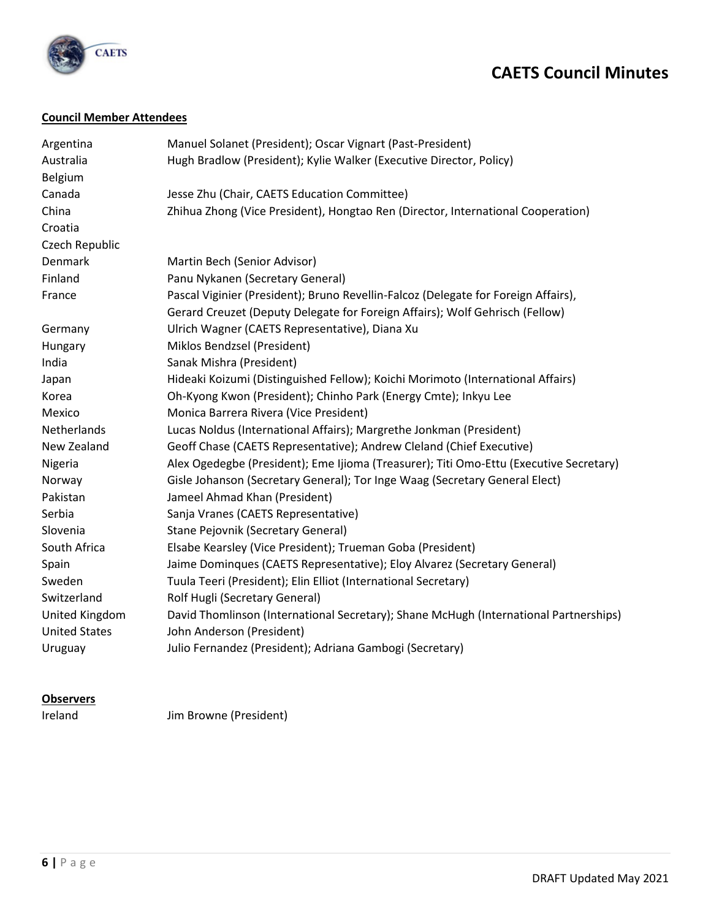# CAETS Council Minutes

**Council Member Attendees**

| | |
|---|---|
| Argentina | Manuel Solanet (President); Oscar Vignart (Past-President) |
| Australia | Hugh Bradlow (President); Kylie Walker (Executive Director, Policy) |
| Belgium | |
| Canada | Jesse Zhu (Chair, CAETS Education Committee) |
| China | Zhihua Zhong (Vice President), Hongtao Ren (Director, International Cooperation) |
| Croatia | |
| Czech Republic | |
| Denmark | Martin Bech (Senior Advisor) |
| Finland | Panu Nykanen (Secretary General) |
| France | Pascal Viginier (President); Bruno Revellin-Falcoz (Delegate for Foreign Affairs), Gerard Creuzet (Deputy Delegate for Foreign Affairs); Wolf Gehrisch (Fellow) |
| Germany | Ulrich Wagner (CAETS Representative), Diana Xu |
| Hungary | Miklos Bendzsel (President) |
| India | Sanak Mishra (President) |
| Japan | Hideaki Koizumi (Distinguished Fellow); Koichi Morimoto (International Affairs) |
| Korea | Oh-Kyong Kwon (President); Chinho Park (Energy Cmte); Inkyu Lee |
| Mexico | Monica Barrera Rivera (Vice President) |
| Netherlands | Lucas Noldus (International Affairs); Margrethe Jonkman (President) |
| New Zealand | Geoff Chase (CAETS Representative); Andrew Cleland (Chief Executive) |
| Nigeria | Alex Ogedegbe (President); Eme Ijioma (Treasurer); Titi Omo-Ettu (Executive Secretary) |
| Norway | Gisle Johanson (Secretary General); Tor Inge Waag (Secretary General Elect) |
| Pakistan | Jameel Ahmad Khan (President) |
| Serbia | Sanja Vranes (CAETS Representative) |
| Slovenia | Stane Pejovnik (Secretary General) |
| South Africa | Elsabe Kearsley (Vice President); Trueman Goba (President) |
| Spain | Jaime Dominques (CAETS Representative); Eloy Alvarez (Secretary General) |
| Sweden | Tuula Teeri (President); Elin Elliot (International Secretary) |
| Switzerland | Rolf Hugli (Secretary General) |
| United Kingdom | David Thomlinson (International Secretary); Shane McHugh (International Partnerships) |
| United States | John Anderson (President) |
| Uruguay | Julio Fernandez (President); Adriana Gambogi (Secretary) |

**Observers**

| | |
|---|---|
| Ireland | Jim Browne (President) |

DRAFT Updated May 2021